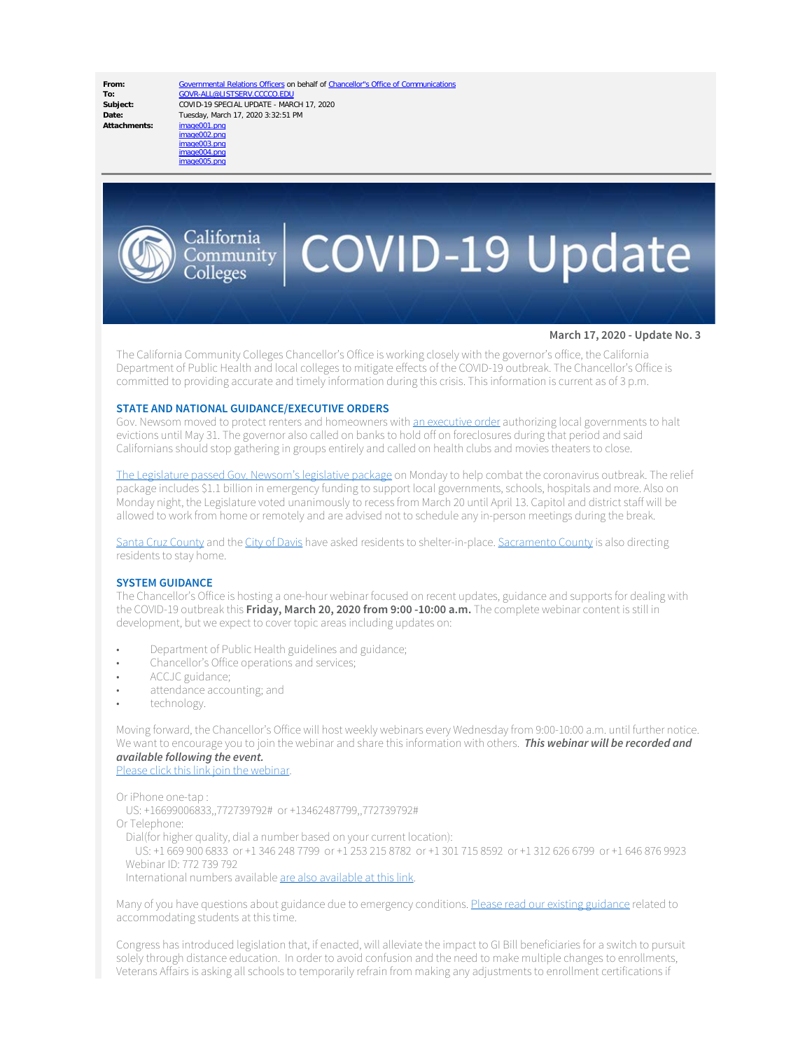**From:** Governmental Relations Officers on behalf of Chancellor''s Office of Communications
**To:** GOVR-ALL@LISTSERV.CCCCO.EDU
**Subject:** COVID-19 SPECIAL UPDATE - MARCH 17, 2020
**Date:** Tuesday, March 17, 2020 3:32:51 PM
**Attachments:** image001.png
image002.png
image003.png
image004.png
image005.png

# California Community Colleges | COVID-19 Update

**March 17, 2020 - Update No. 3**

The California Community Colleges Chancellor's Office is working closely with the governor's office, the California Department of Public Health and local colleges to mitigate effects of the COVID-19 outbreak. The Chancellor's Office is committed to providing accurate and timely information during this crisis. This information is current as of 3 p.m.

## STATE AND NATIONAL GUIDANCE/EXECUTIVE ORDERS

Gov. Newsom moved to protect renters and homeowners with an executive order authorizing local governments to halt evictions until May 31. The governor also called on banks to hold off on foreclosures during that period and said Californians should stop gathering in groups entirely and called on health clubs and movies theaters to close.

The Legislature passed Gov. Newsom's legislative package on Monday to help combat the coronavirus outbreak. The relief package includes $1.1 billion in emergency funding to support local governments, schools, hospitals and more. Also on Monday night, the Legislature voted unanimously to recess from March 20 until April 13. Capitol and district staff will be allowed to work from home or remotely and are advised not to schedule any in-person meetings during the break.

Santa Cruz County and the City of Davis have asked residents to shelter-in-place. Sacramento County is also directing residents to stay home.

## SYSTEM GUIDANCE

The Chancellor's Office is hosting a one-hour webinar focused on recent updates, guidance and supports for dealing with the COVID-19 outbreak this **Friday, March 20, 2020 from 9:00 -10:00 a.m.** The complete webinar content is still in development, but we expect to cover topic areas including updates on:

- Department of Public Health guidelines and guidance;
- Chancellor's Office operations and services;
- ACCJC guidance;
- attendance accounting; and
- technology.

Moving forward, the Chancellor's Office will host weekly webinars every Wednesday from 9:00-10:00 a.m. until further notice. We want to encourage you to join the webinar and share this information with others. ***This webinar will be recorded and available following the event.***
Please click this link join the webinar.

Or iPhone one-tap :
US: +16699006833,,772739792# or +13462487799,,772739792#
Or Telephone:
Dial(for higher quality, dial a number based on your current location):
US: +1 669 900 6833 or +1 346 248 7799 or +1 253 215 8782 or +1 301 715 8592 or +1 312 626 6799 or +1 646 876 9923
Webinar ID: 772 739 792
International numbers available are also available at this link.

Many of you have questions about guidance due to emergency conditions. Please read our existing guidance related to accommodating students at this time.

Congress has introduced legislation that, if enacted, will alleviate the impact to GI Bill beneficiaries for a switch to pursuit solely through distance education. In order to avoid confusion and the need to make multiple changes to enrollments, Veterans Affairs is asking all schools to temporarily refrain from making any adjustments to enrollment certifications if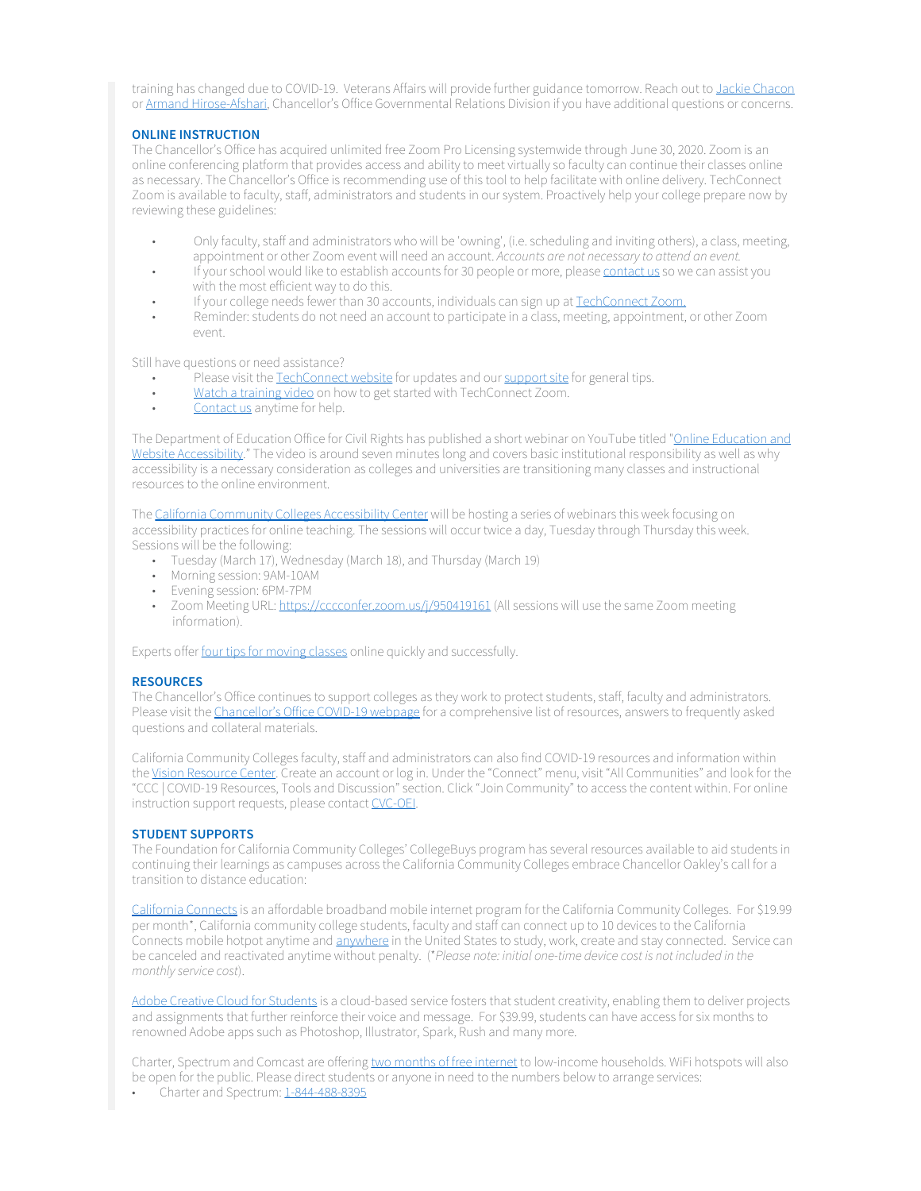training has changed due to COVID-19. Veterans Affairs will provide further guidance tomorrow. Reach out to Jackie Chacon or Armand Hirose-Afshari, Chancellor's Office Governmental Relations Division if you have additional questions or concerns.

**ONLINE INSTRUCTION**

The Chancellor's Office has acquired unlimited free Zoom Pro Licensing systemwide through June 30, 2020. Zoom is an online conferencing platform that provides access and ability to meet virtually so faculty can continue their classes online as necessary. The Chancellor's Office is recommending use of this tool to help facilitate with online delivery. TechConnect Zoom is available to faculty, staff, administrators and students in our system. Proactively help your college prepare now by reviewing these guidelines:

- Only faculty, staff and administrators who will be 'owning', (i.e. scheduling and inviting others), a class, meeting, appointment or other Zoom event will need an account. *Accounts are not necessary to attend an event.*
- If your school would like to establish accounts for 30 people or more, please contact us so we can assist you with the most efficient way to do this.
- If your college needs fewer than 30 accounts, individuals can sign up at TechConnect Zoom.
- Reminder: students do not need an account to participate in a class, meeting, appointment, or other Zoom event.

Still have questions or need assistance?

- Please visit the TechConnect website for updates and our support site for general tips.
- Watch a training video on how to get started with TechConnect Zoom.
- Contact us anytime for help.

The Department of Education Office for Civil Rights has published a short webinar on YouTube titled "Online Education and Website Accessibility." The video is around seven minutes long and covers basic institutional responsibility as well as why accessibility is a necessary consideration as colleges and universities are transitioning many classes and instructional resources to the online environment.

The California Community Colleges Accessibility Center will be hosting a series of webinars this week focusing on accessibility practices for online teaching. The sessions will occur twice a day, Tuesday through Thursday this week. Sessions will be the following:

- Tuesday (March 17), Wednesday (March 18), and Thursday (March 19)
- Morning session: 9AM-10AM
- Evening session: 6PM-7PM
- Zoom Meeting URL: https://cccconfer.zoom.us/j/950419161 (All sessions will use the same Zoom meeting information).

Experts offer four tips for moving classes online quickly and successfully.

**RESOURCES**

The Chancellor's Office continues to support colleges as they work to protect students, staff, faculty and administrators. Please visit the Chancellor's Office COVID-19 webpage for a comprehensive list of resources, answers to frequently asked questions and collateral materials.

California Community Colleges faculty, staff and administrators can also find COVID-19 resources and information within the Vision Resource Center. Create an account or log in. Under the "Connect" menu, visit "All Communities" and look for the "CCC | COVID-19 Resources, Tools and Discussion" section. Click "Join Community" to access the content within. For online instruction support requests, please contact CVC-OEI.

**STUDENT SUPPORTS**

The Foundation for California Community Colleges' CollegeBuys program has several resources available to aid students in continuing their learnings as campuses across the California Community Colleges embrace Chancellor Oakley's call for a transition to distance education:

California Connects is an affordable broadband mobile internet program for the California Community Colleges. For $19.99 per month*, California community college students, faculty and staff can connect up to 10 devices to the California Connects mobile hotpot anytime and anywhere in the United States to study, work, create and stay connected. Service can be canceled and reactivated anytime without penalty. (*\**Please note: initial one-time device cost is not included in the monthly service cost*).

Adobe Creative Cloud for Students is a cloud-based service fosters that student creativity, enabling them to deliver projects and assignments that further reinforce their voice and message. For $39.99, students can have access for six months to renowned Adobe apps such as Photoshop, Illustrator, Spark, Rush and many more.

Charter, Spectrum and Comcast are offering two months of free internet to low-income households. WiFi hotspots will also be open for the public. Please direct students or anyone in need to the numbers below to arrange services:

- Charter and Spectrum: 1-844-488-8395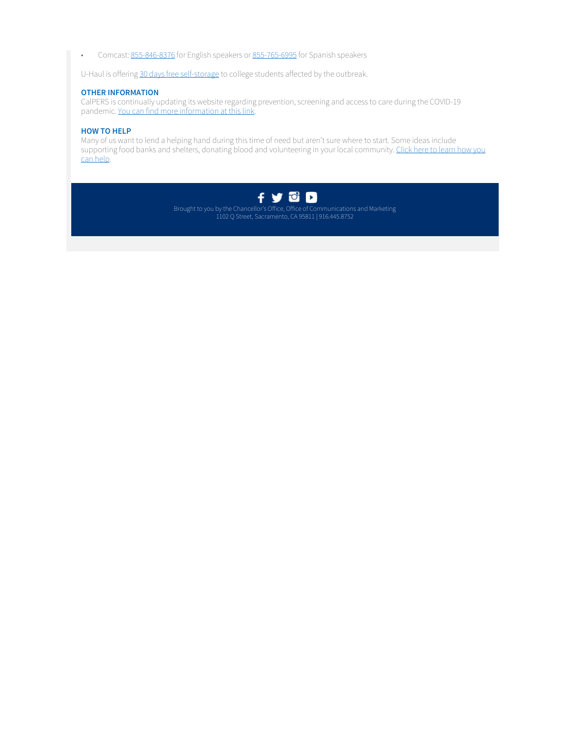- Comcast: 855-846-8376 for English speakers or 855-765-6995 for Spanish speakers

U-Haul is offering 30 days free self-storage to college students affected by the outbreak.

**OTHER INFORMATION**

CalPERS is continually updating its website regarding prevention, screening and access to care during the COVID-19 pandemic. You can find more information at this link.

**HOW TO HELP**

Many of us want to lend a helping hand during this time of need but aren't sure where to start. Some ideas include supporting food banks and shelters, donating blood and volunteering in your local community. Click here to learn how you can help.

Brought to you by the Chancellor's Office, Office of Communications and Marketing
1102 Q Street, Sacramento, CA 95811 | 916.445.8752